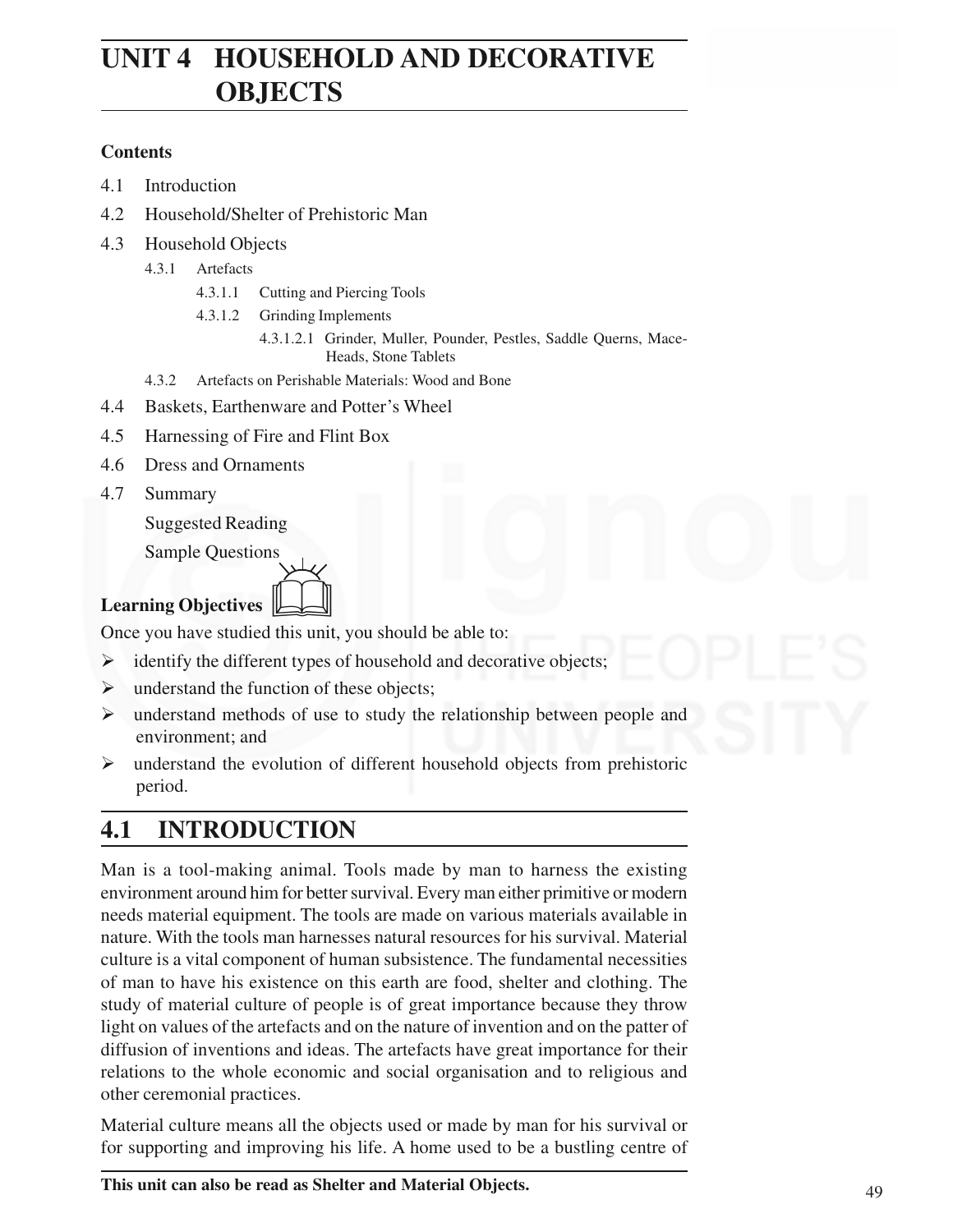# UNIT 4 HOUSEHOLD AND DECORATIVE OBJECTS

**Contents**

4.1 Introduction

4.2 Household/Shelter of Prehistoric Man

4.3 Household Objects

- 4.3.1 Artefacts
  - 4.3.1.1 Cutting and Piercing Tools
  - 4.3.1.2 Grinding Implements
    - 4.3.1.2.1 Grinder, Muller, Pounder, Pestles, Saddle Querns, Mace-Heads, Stone Tablets
- 4.3.2 Artefacts on Perishable Materials: Wood and Bone

4.4 Baskets, Earthenware and Potter's Wheel

4.5 Harnessing of Fire and Flint Box

4.6 Dress and Ornaments

4.7 Summary

Suggested Reading

Sample Questions

**Learning Objectives**

Once you have studied this unit, you should be able to:

- identify the different types of household and decorative objects;
- understand the function of these objects;
- understand methods of use to study the relationship between people and environment; and
- understand the evolution of different household objects from prehistoric period.

## 4.1 INTRODUCTION

Man is a tool-making animal. Tools made by man to harness the existing environment around him for better survival. Every man either primitive or modern needs material equipment. The tools are made on various materials available in nature. With the tools man harnesses natural resources for his survival. Material culture is a vital component of human subsistence. The fundamental necessities of man to have his existence on this earth are food, shelter and clothing. The study of material culture of people is of great importance because they throw light on values of the artefacts and on the nature of invention and on the patter of diffusion of inventions and ideas. The artefacts have great importance for their relations to the whole economic and social organisation and to religious and other ceremonial practices.

Material culture means all the objects used or made by man for his survival or for supporting and improving his life. A home used to be a bustling centre of

**This unit can also be read as Shelter and Material Objects.**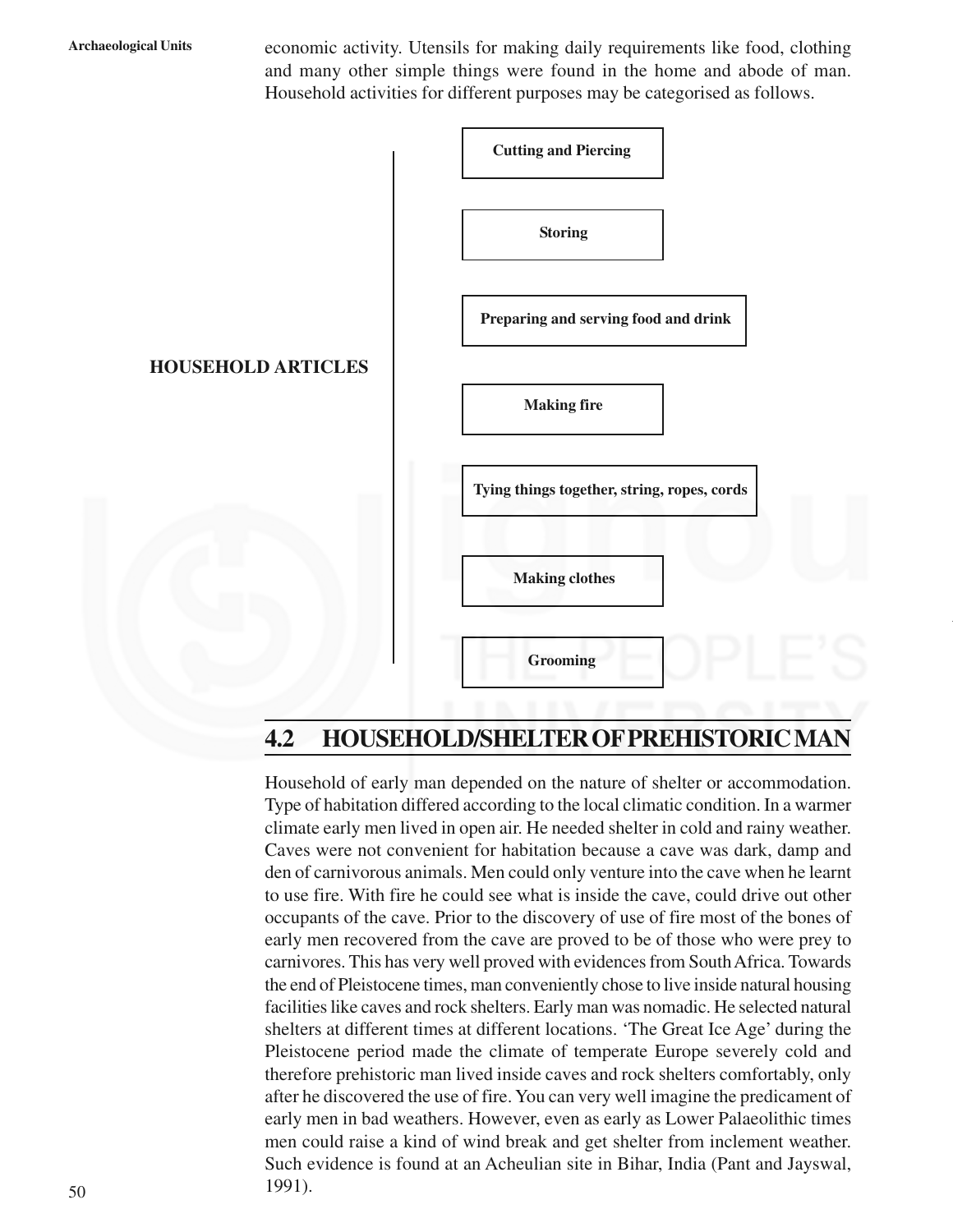economic activity. Utensils for making daily requirements like food, clothing and many other simple things were found in the home and abode of man. Household activities for different purposes may be categorised as follows.

**HOUSEHOLD ARTICLES**

- **Cutting and Piercing**
- **Storing**
- **Preparing and serving food and drink**
- **Making fire**
- **Tying things together, string, ropes, cords**
- **Making clothes**
- **Grooming**

## 4.2 HOUSEHOLD/SHELTER OF PREHISTORIC MAN

Household of early man depended on the nature of shelter or accommodation. Type of habitation differed according to the local climatic condition. In a warmer climate early men lived in open air. He needed shelter in cold and rainy weather. Caves were not convenient for habitation because a cave was dark, damp and den of carnivorous animals. Men could only venture into the cave when he learnt to use fire. With fire he could see what is inside the cave, could drive out other occupants of the cave. Prior to the discovery of use of fire most of the bones of early men recovered from the cave are proved to be of those who were prey to carnivores. This has very well proved with evidences from South Africa. Towards the end of Pleistocene times, man conveniently chose to live inside natural housing facilities like caves and rock shelters. Early man was nomadic. He selected natural shelters at different times at different locations. 'The Great Ice Age' during the Pleistocene period made the climate of temperate Europe severely cold and therefore prehistoric man lived inside caves and rock shelters comfortably, only after he discovered the use of fire. You can very well imagine the predicament of early men in bad weathers. However, even as early as Lower Palaeolithic times men could raise a kind of wind break and get shelter from inclement weather. Such evidence is found at an Acheulian site in Bihar, India (Pant and Jayswal, 1991).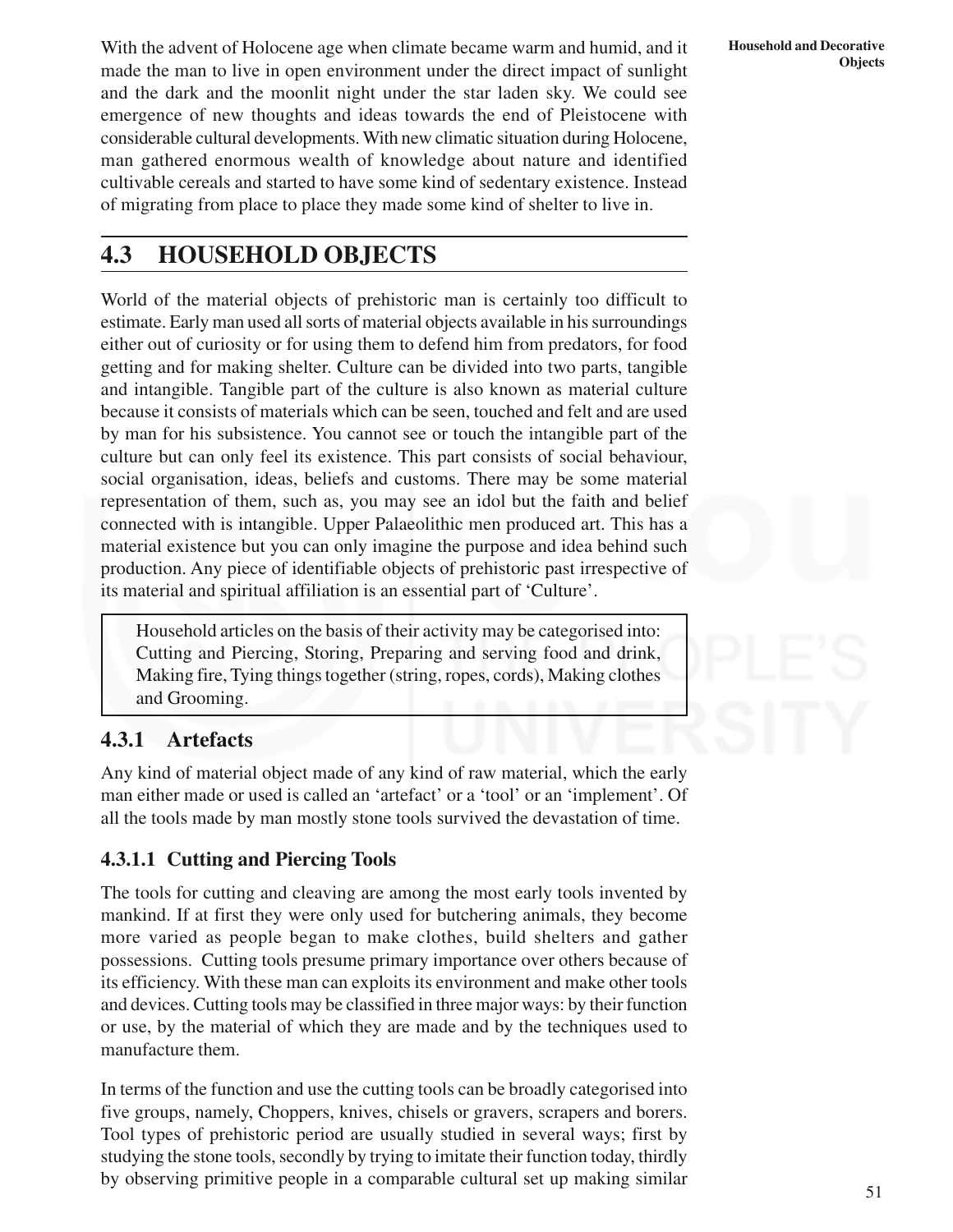With the advent of Holocene age when climate became warm and humid, and it made the man to live in open environment under the direct impact of sunlight and the dark and the moonlit night under the star laden sky. We could see emergence of new thoughts and ideas towards the end of Pleistocene with considerable cultural developments. With new climatic situation during Holocene, man gathered enormous wealth of knowledge about nature and identified cultivable cereals and started to have some kind of sedentary existence. Instead of migrating from place to place they made some kind of shelter to live in.

## 4.3 HOUSEHOLD OBJECTS

World of the material objects of prehistoric man is certainly too difficult to estimate. Early man used all sorts of material objects available in his surroundings either out of curiosity or for using them to defend him from predators, for food getting and for making shelter. Culture can be divided into two parts, tangible and intangible. Tangible part of the culture is also known as material culture because it consists of materials which can be seen, touched and felt and are used by man for his subsistence. You cannot see or touch the intangible part of the culture but can only feel its existence. This part consists of social behaviour, social organisation, ideas, beliefs and customs. There may be some material representation of them, such as, you may see an idol but the faith and belief connected with is intangible. Upper Palaeolithic men produced art. This has a material existence but you can only imagine the purpose and idea behind such production. Any piece of identifiable objects of prehistoric past irrespective of its material and spiritual affiliation is an essential part of 'Culture'.

> Household articles on the basis of their activity may be categorised into: Cutting and Piercing, Storing, Preparing and serving food and drink, Making fire, Tying things together (string, ropes, cords), Making clothes and Grooming.

### 4.3.1 Artefacts

Any kind of material object made of any kind of raw material, which the early man either made or used is called an 'artefact' or a 'tool' or an 'implement'. Of all the tools made by man mostly stone tools survived the devastation of time.

#### 4.3.1.1 Cutting and Piercing Tools

The tools for cutting and cleaving are among the most early tools invented by mankind. If at first they were only used for butchering animals, they become more varied as people began to make clothes, build shelters and gather possessions. Cutting tools presume primary importance over others because of its efficiency. With these man can exploits its environment and make other tools and devices. Cutting tools may be classified in three major ways: by their function or use, by the material of which they are made and by the techniques used to manufacture them.

In terms of the function and use the cutting tools can be broadly categorised into five groups, namely, Choppers, knives, chisels or gravers, scrapers and borers. Tool types of prehistoric period are usually studied in several ways; first by studying the stone tools, secondly by trying to imitate their function today, thirdly by observing primitive people in a comparable cultural set up making similar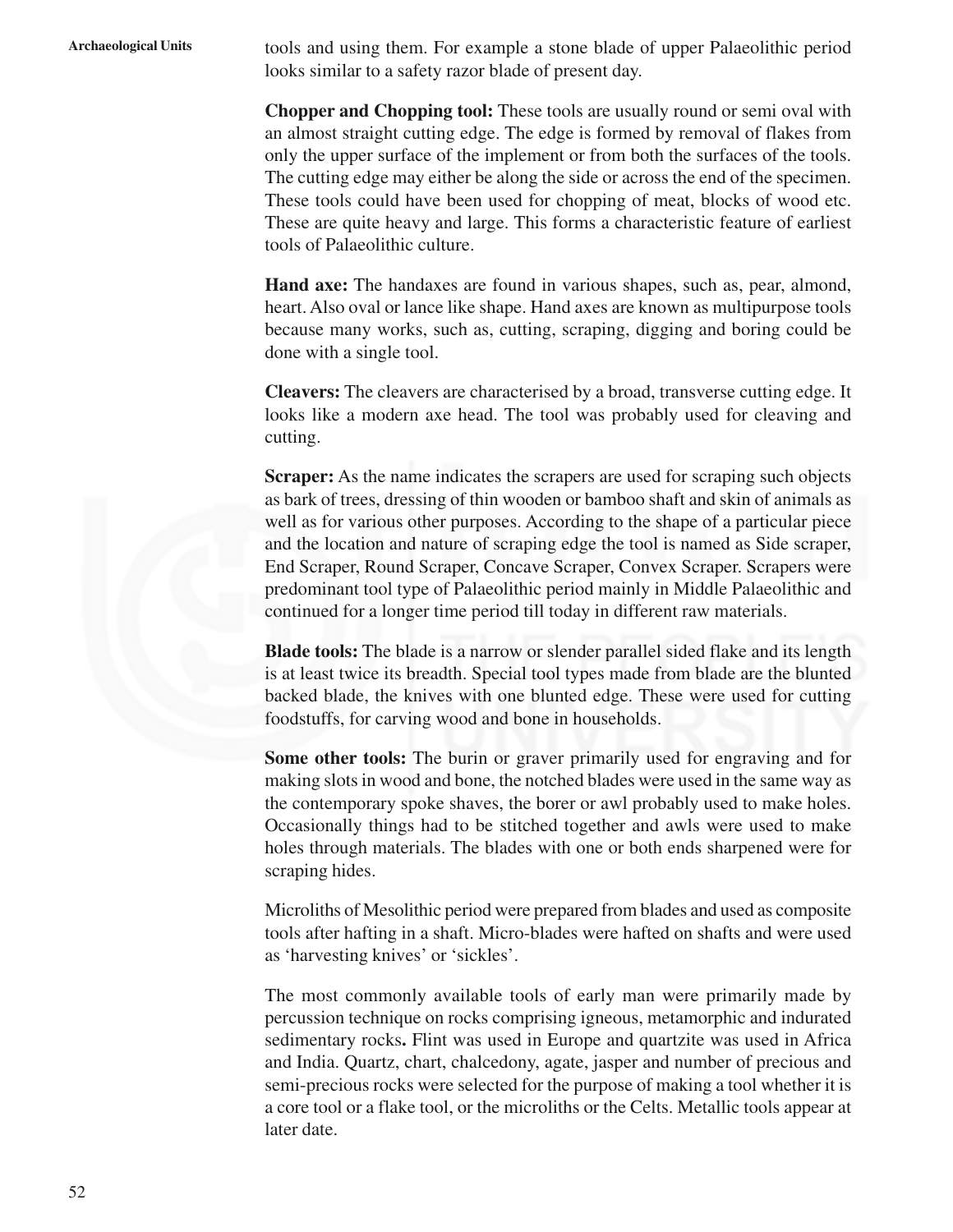tools and using them. For example a stone blade of upper Palaeolithic period looks similar to a safety razor blade of present day.

**Chopper and Chopping tool:** These tools are usually round or semi oval with an almost straight cutting edge. The edge is formed by removal of flakes from only the upper surface of the implement or from both the surfaces of the tools. The cutting edge may either be along the side or across the end of the specimen. These tools could have been used for chopping of meat, blocks of wood etc. These are quite heavy and large. This forms a characteristic feature of earliest tools of Palaeolithic culture.

**Hand axe:** The handaxes are found in various shapes, such as, pear, almond, heart. Also oval or lance like shape. Hand axes are known as multipurpose tools because many works, such as, cutting, scraping, digging and boring could be done with a single tool.

**Cleavers:** The cleavers are characterised by a broad, transverse cutting edge. It looks like a modern axe head. The tool was probably used for cleaving and cutting.

**Scraper:** As the name indicates the scrapers are used for scraping such objects as bark of trees, dressing of thin wooden or bamboo shaft and skin of animals as well as for various other purposes. According to the shape of a particular piece and the location and nature of scraping edge the tool is named as Side scraper, End Scraper, Round Scraper, Concave Scraper, Convex Scraper. Scrapers were predominant tool type of Palaeolithic period mainly in Middle Palaeolithic and continued for a longer time period till today in different raw materials.

**Blade tools:** The blade is a narrow or slender parallel sided flake and its length is at least twice its breadth. Special tool types made from blade are the blunted backed blade, the knives with one blunted edge. These were used for cutting foodstuffs, for carving wood and bone in households.

**Some other tools:** The burin or graver primarily used for engraving and for making slots in wood and bone, the notched blades were used in the same way as the contemporary spoke shaves, the borer or awl probably used to make holes. Occasionally things had to be stitched together and awls were used to make holes through materials. The blades with one or both ends sharpened were for scraping hides.

Microliths of Mesolithic period were prepared from blades and used as composite tools after hafting in a shaft. Micro-blades were hafted on shafts and were used as 'harvesting knives' or 'sickles'.

The most commonly available tools of early man were primarily made by percussion technique on rocks comprising igneous, metamorphic and indurated sedimentary rocks**.** Flint was used in Europe and quartzite was used in Africa and India. Quartz, chart, chalcedony, agate, jasper and number of precious and semi-precious rocks were selected for the purpose of making a tool whether it is a core tool or a flake tool, or the microliths or the Celts. Metallic tools appear at later date.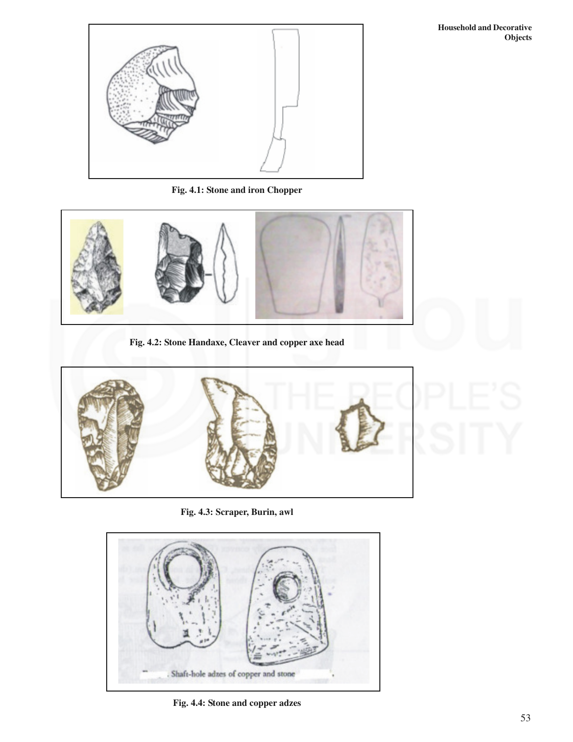Fig. 4.1: Stone and iron Chopper

Fig. 4.2: Stone Handaxe, Cleaver and copper axe head

Fig. 4.3: Scraper, Burin, awl

Fig. 4.4: Stone and copper adzes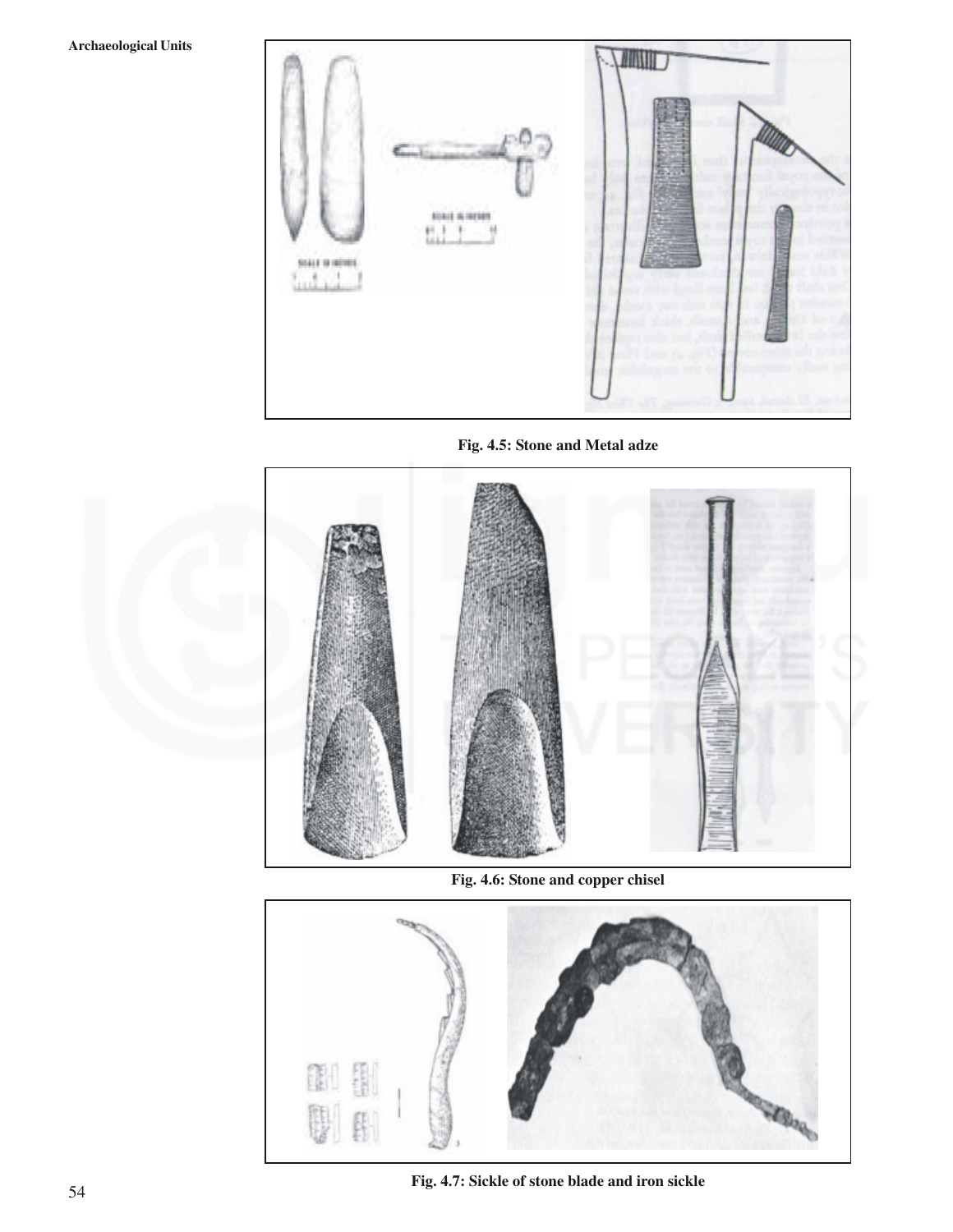Fig. 4.5: Stone and Metal adze

Fig. 4.6: Stone and copper chisel

Fig. 4.7: Sickle of stone blade and iron sickle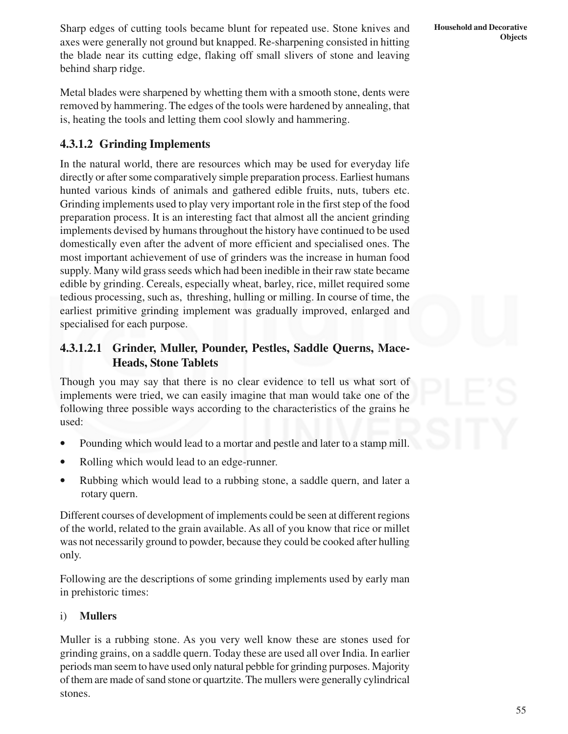Sharp edges of cutting tools became blunt for repeated use. Stone knives and axes were generally not ground but knapped. Re-sharpening consisted in hitting the blade near its cutting edge, flaking off small slivers of stone and leaving behind sharp ridge.

Metal blades were sharpened by whetting them with a smooth stone, dents were removed by hammering. The edges of the tools were hardened by annealing, that is, heating the tools and letting them cool slowly and hammering.

### 4.3.1.2 Grinding Implements

In the natural world, there are resources which may be used for everyday life directly or after some comparatively simple preparation process. Earliest humans hunted various kinds of animals and gathered edible fruits, nuts, tubers etc. Grinding implements used to play very important role in the first step of the food preparation process. It is an interesting fact that almost all the ancient grinding implements devised by humans throughout the history have continued to be used domestically even after the advent of more efficient and specialised ones. The most important achievement of use of grinders was the increase in human food supply. Many wild grass seeds which had been inedible in their raw state became edible by grinding. Cereals, especially wheat, barley, rice, millet required some tedious processing, such as, threshing, hulling or milling. In course of time, the earliest primitive grinding implement was gradually improved, enlarged and specialised for each purpose.

#### 4.3.1.2.1 Grinder, Muller, Pounder, Pestles, Saddle Querns, Mace-Heads, Stone Tablets

Though you may say that there is no clear evidence to tell us what sort of implements were tried, we can easily imagine that man would take one of the following three possible ways according to the characteristics of the grains he used:

- Pounding which would lead to a mortar and pestle and later to a stamp mill.
- Rolling which would lead to an edge-runner.
- Rubbing which would lead to a rubbing stone, a saddle quern, and later a rotary quern.

Different courses of development of implements could be seen at different regions of the world, related to the grain available. As all of you know that rice or millet was not necessarily ground to powder, because they could be cooked after hulling only.

Following are the descriptions of some grinding implements used by early man in prehistoric times:

i) **Mullers**

Muller is a rubbing stone. As you very well know these are stones used for grinding grains, on a saddle quern. Today these are used all over India. In earlier periods man seem to have used only natural pebble for grinding purposes. Majority of them are made of sand stone or quartzite. The mullers were generally cylindrical stones.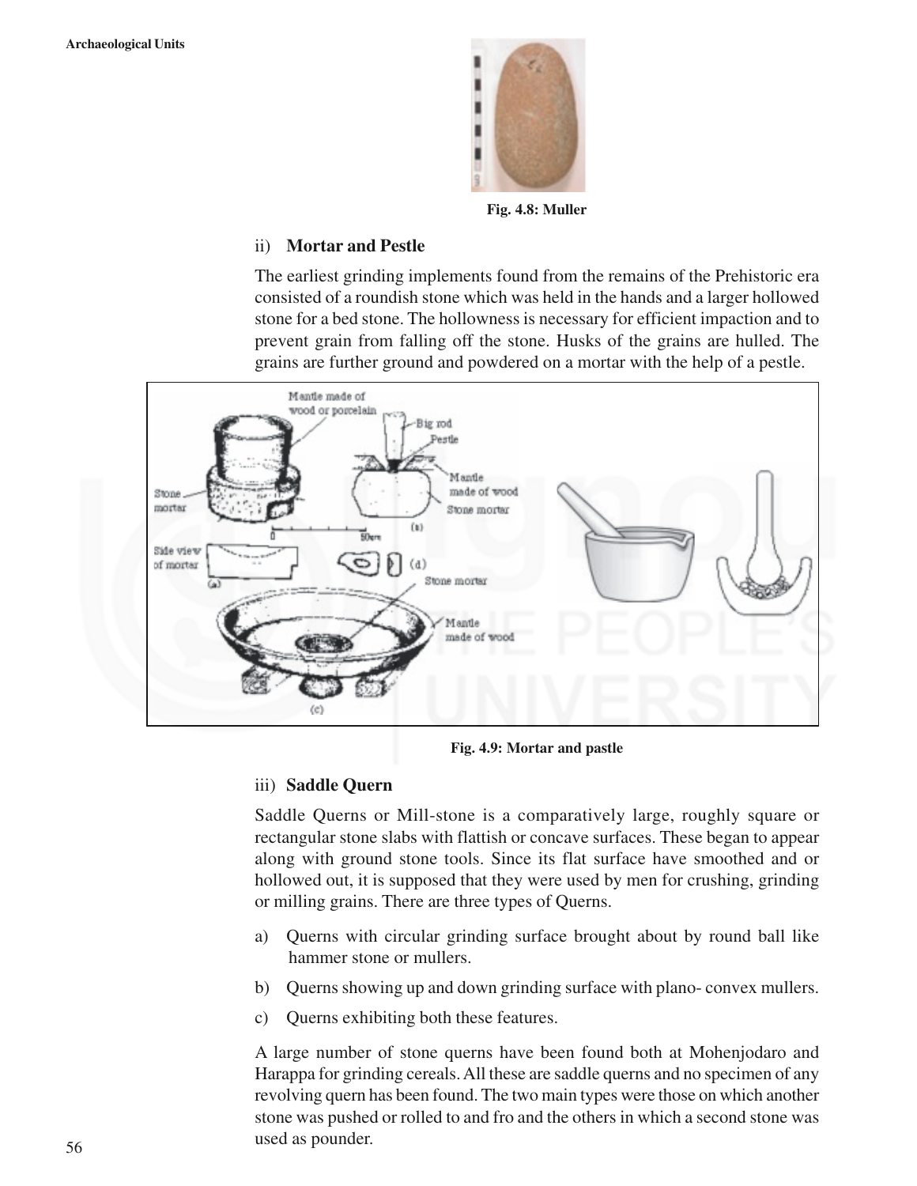Fig. 4.8: Muller

ii) **Mortar and Pestle**

The earliest grinding implements found from the remains of the Prehistoric era consisted of a roundish stone which was held in the hands and a larger hollowed stone for a bed stone. The hollowness is necessary for efficient impaction and to prevent grain from falling off the stone. Husks of the grains are hulled. The grains are further ground and powdered on a mortar with the help of a pestle.

Fig. 4.9: Mortar and pastle

iii) **Saddle Quern**

Saddle Querns or Mill-stone is a comparatively large, roughly square or rectangular stone slabs with flattish or concave surfaces. These began to appear along with ground stone tools. Since its flat surface have smoothed and or hollowed out, it is supposed that they were used by men for crushing, grinding or milling grains. There are three types of Querns.

a) Querns with circular grinding surface brought about by round ball like hammer stone or mullers.

b) Querns showing up and down grinding surface with plano- convex mullers.

c) Querns exhibiting both these features.

A large number of stone querns have been found both at Mohenjodaro and Harappa for grinding cereals. All these are saddle querns and no specimen of any revolving quern has been found. The two main types were those on which another stone was pushed or rolled to and fro and the others in which a second stone was used as pounder.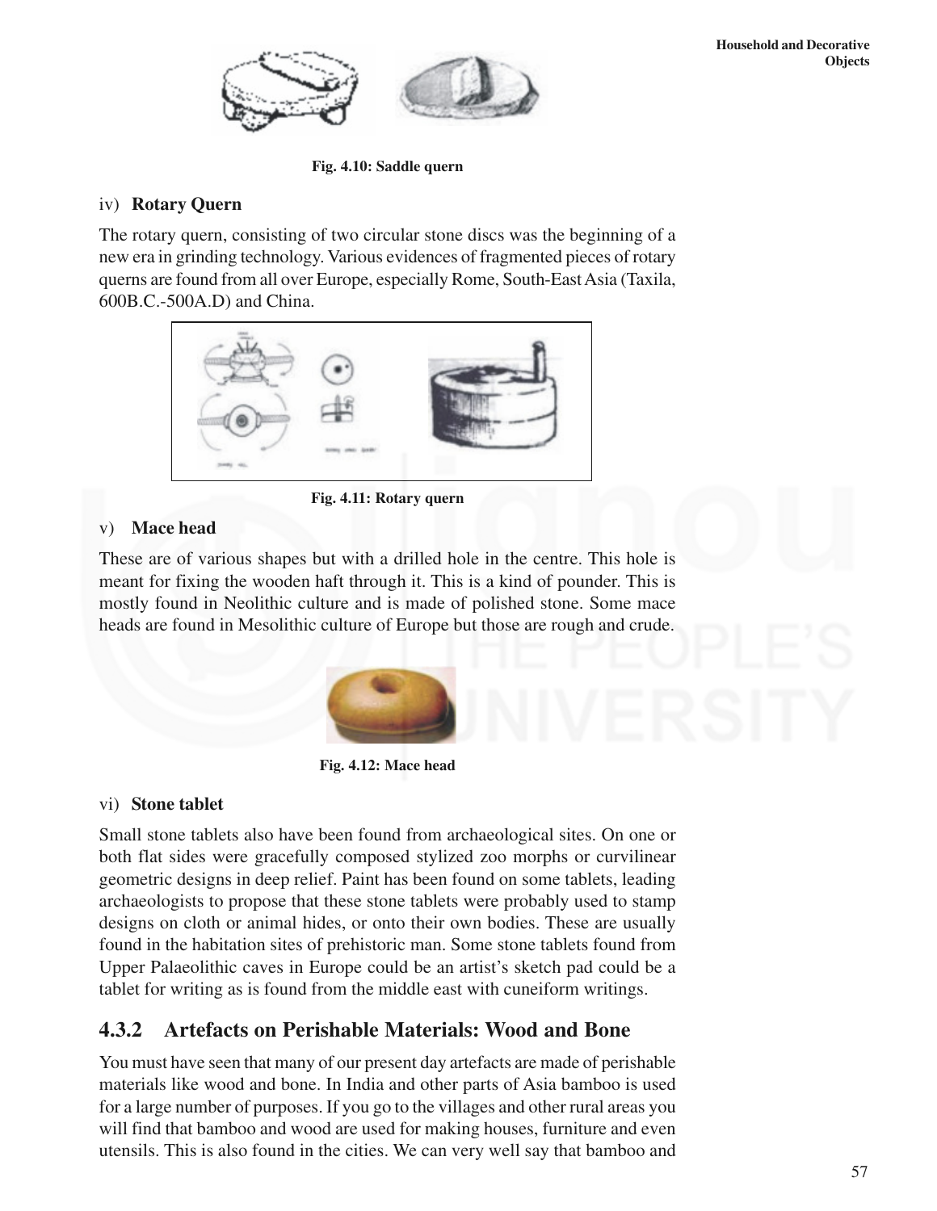Fig. 4.10: Saddle quern

iv) **Rotary Quern**

The rotary quern, consisting of two circular stone discs was the beginning of a new era in grinding technology. Various evidences of fragmented pieces of rotary querns are found from all over Europe, especially Rome, South-East Asia (Taxila, 600B.C.-500A.D) and China.

Fig. 4.11: Rotary quern

v) **Mace head**

These are of various shapes but with a drilled hole in the centre. This hole is meant for fixing the wooden haft through it. This is a kind of pounder. This is mostly found in Neolithic culture and is made of polished stone. Some mace heads are found in Mesolithic culture of Europe but those are rough and crude.

Fig. 4.12: Mace head

vi) **Stone tablet**

Small stone tablets also have been found from archaeological sites. On one or both flat sides were gracefully composed stylized zoo morphs or curvilinear geometric designs in deep relief. Paint has been found on some tablets, leading archaeologists to propose that these stone tablets were probably used to stamp designs on cloth or animal hides, or onto their own bodies. These are usually found in the habitation sites of prehistoric man. Some stone tablets found from Upper Palaeolithic caves in Europe could be an artist's sketch pad could be a tablet for writing as is found from the middle east with cuneiform writings.

## 4.3.2 Artefacts on Perishable Materials: Wood and Bone

You must have seen that many of our present day artefacts are made of perishable materials like wood and bone. In India and other parts of Asia bamboo is used for a large number of purposes. If you go to the villages and other rural areas you will find that bamboo and wood are used for making houses, furniture and even utensils. This is also found in the cities. We can very well say that bamboo and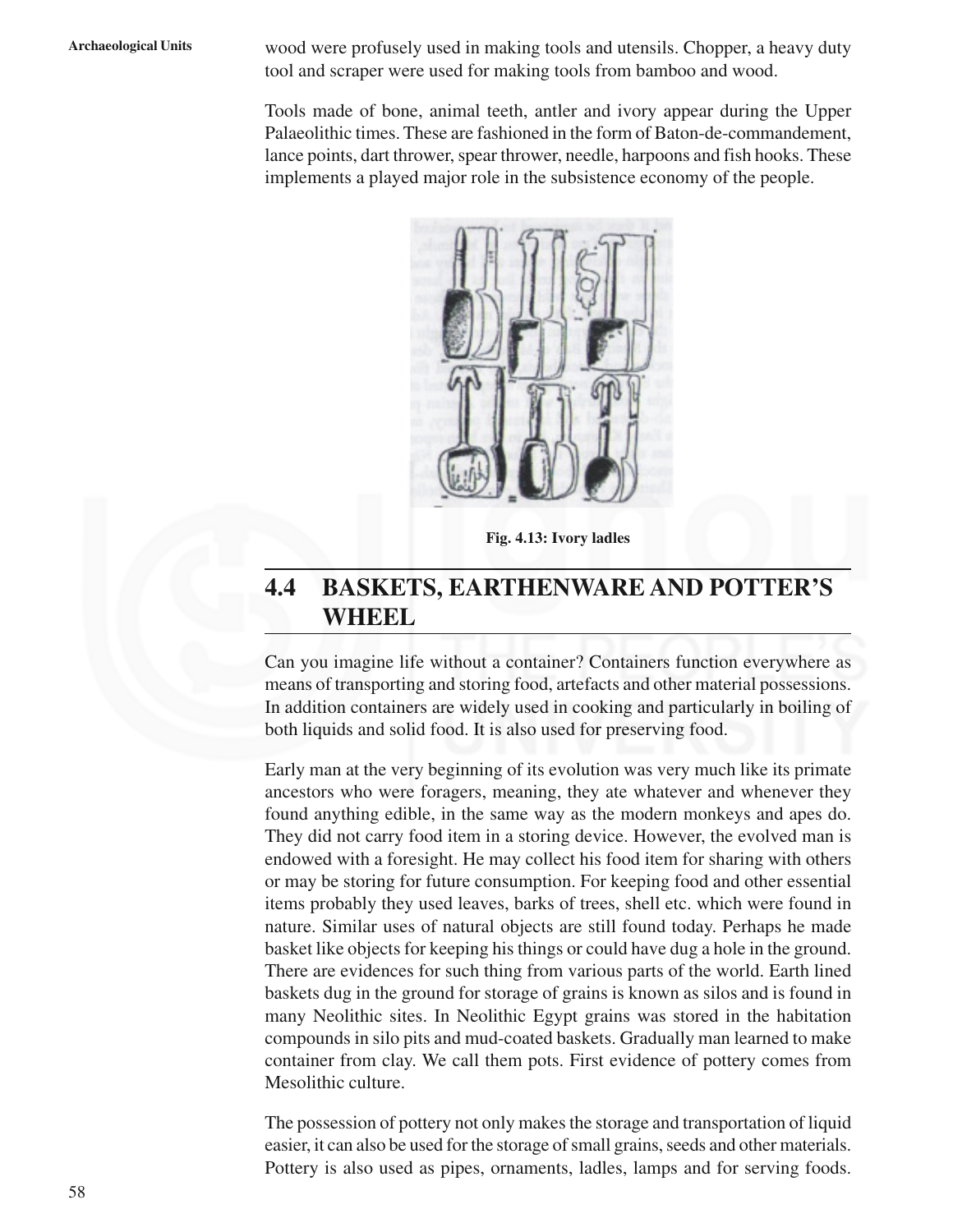wood were profusely used in making tools and utensils. Chopper, a heavy duty tool and scraper were used for making tools from bamboo and wood.

Tools made of bone, animal teeth, antler and ivory appear during the Upper Palaeolithic times. These are fashioned in the form of Baton-de-commandement, lance points, dart thrower, spear thrower, needle, harpoons and fish hooks. These implements a played major role in the subsistence economy of the people.

**Fig. 4.13: Ivory ladles**

## 4.4 BASKETS, EARTHENWARE AND POTTER'S WHEEL

Can you imagine life without a container? Containers function everywhere as means of transporting and storing food, artefacts and other material possessions. In addition containers are widely used in cooking and particularly in boiling of both liquids and solid food. It is also used for preserving food.

Early man at the very beginning of its evolution was very much like its primate ancestors who were foragers, meaning, they ate whatever and whenever they found anything edible, in the same way as the modern monkeys and apes do. They did not carry food item in a storing device. However, the evolved man is endowed with a foresight. He may collect his food item for sharing with others or may be storing for future consumption. For keeping food and other essential items probably they used leaves, barks of trees, shell etc. which were found in nature. Similar uses of natural objects are still found today. Perhaps he made basket like objects for keeping his things or could have dug a hole in the ground. There are evidences for such thing from various parts of the world. Earth lined baskets dug in the ground for storage of grains is known as silos and is found in many Neolithic sites. In Neolithic Egypt grains was stored in the habitation compounds in silo pits and mud-coated baskets. Gradually man learned to make container from clay. We call them pots. First evidence of pottery comes from Mesolithic culture.

The possession of pottery not only makes the storage and transportation of liquid easier, it can also be used for the storage of small grains, seeds and other materials. Pottery is also used as pipes, ornaments, ladles, lamps and for serving foods.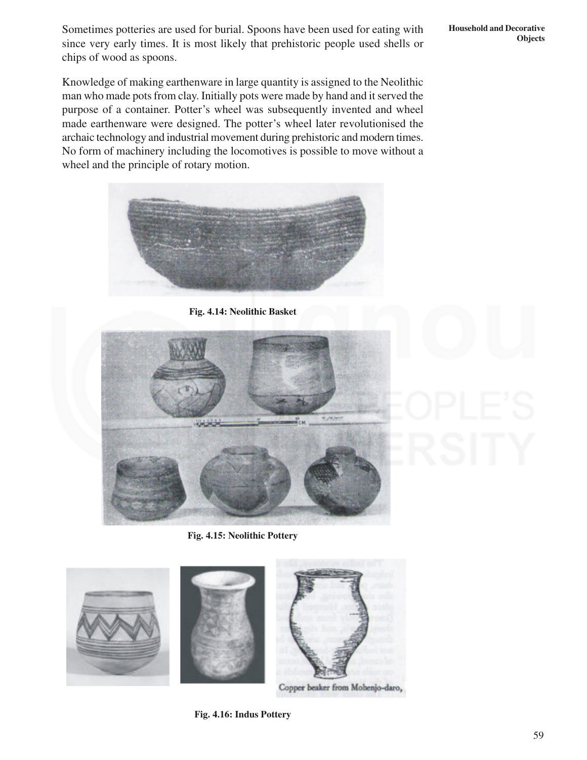Sometimes potteries are used for burial. Spoons have been used for eating with since very early times. It is most likely that prehistoric people used shells or chips of wood as spoons.

Knowledge of making earthenware in large quantity is assigned to the Neolithic man who made pots from clay. Initially pots were made by hand and it served the purpose of a container. Potter's wheel was subsequently invented and wheel made earthenware were designed. The potter's wheel later revolutionised the archaic technology and industrial movement during prehistoric and modern times. No form of machinery including the locomotives is possible to move without a wheel and the principle of rotary motion.

**Fig. 4.14: Neolithic Basket**

**Fig. 4.15: Neolithic Pottery**

Copper beaker from Mohenjo-daro,

**Fig. 4.16: Indus Pottery**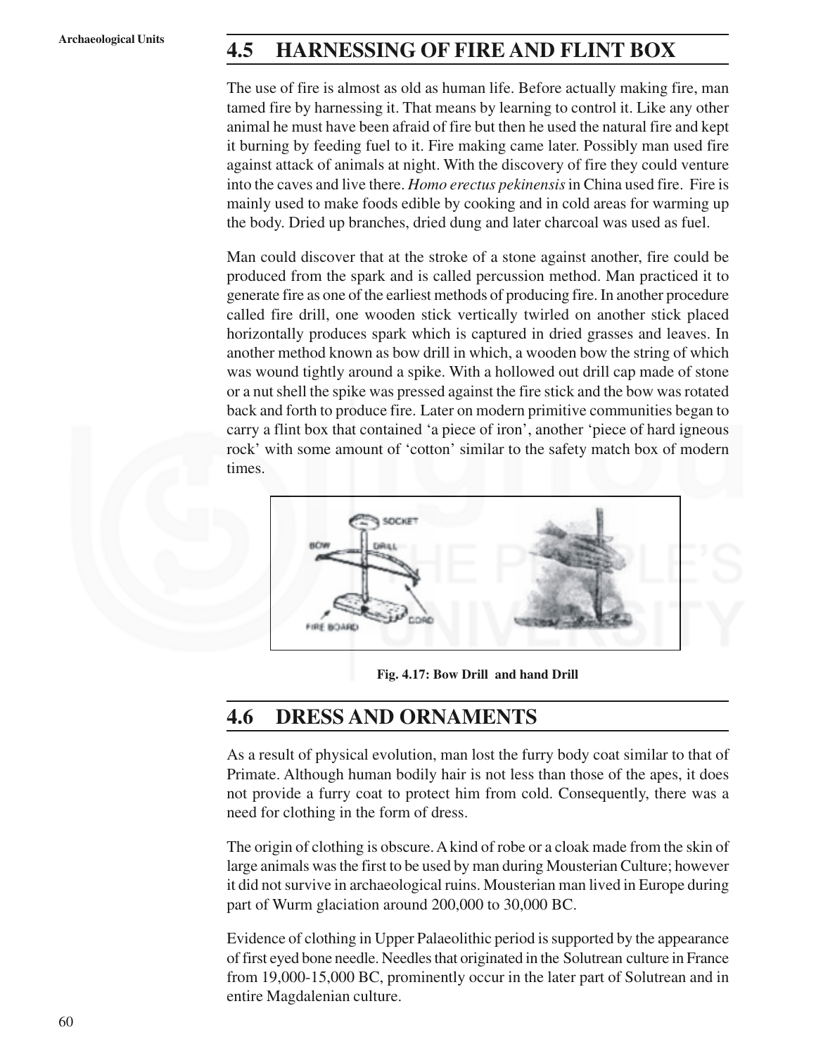## 4.5 HARNESSING OF FIRE AND FLINT BOX

The use of fire is almost as old as human life. Before actually making fire, man tamed fire by harnessing it. That means by learning to control it. Like any other animal he must have been afraid of fire but then he used the natural fire and kept it burning by feeding fuel to it. Fire making came later. Possibly man used fire against attack of animals at night. With the discovery of fire they could venture into the caves and live there. *Homo erectus pekinensis* in China used fire. Fire is mainly used to make foods edible by cooking and in cold areas for warming up the body. Dried up branches, dried dung and later charcoal was used as fuel.

Man could discover that at the stroke of a stone against another, fire could be produced from the spark and is called percussion method. Man practiced it to generate fire as one of the earliest methods of producing fire. In another procedure called fire drill, one wooden stick vertically twirled on another stick placed horizontally produces spark which is captured in dried grasses and leaves. In another method known as bow drill in which, a wooden bow the string of which was wound tightly around a spike. With a hollowed out drill cap made of stone or a nut shell the spike was pressed against the fire stick and the bow was rotated back and forth to produce fire. Later on modern primitive communities began to carry a flint box that contained 'a piece of iron', another 'piece of hard igneous rock' with some amount of 'cotton' similar to the safety match box of modern times.

**Fig. 4.17: Bow Drill and hand Drill**

## 4.6 DRESS AND ORNAMENTS

As a result of physical evolution, man lost the furry body coat similar to that of Primate. Although human bodily hair is not less than those of the apes, it does not provide a furry coat to protect him from cold. Consequently, there was a need for clothing in the form of dress.

The origin of clothing is obscure. A kind of robe or a cloak made from the skin of large animals was the first to be used by man during Mousterian Culture; however it did not survive in archaeological ruins. Mousterian man lived in Europe during part of Wurm glaciation around 200,000 to 30,000 BC.

Evidence of clothing in Upper Palaeolithic period is supported by the appearance of first eyed bone needle. Needles that originated in the Solutrean culture in France from 19,000-15,000 BC, prominently occur in the later part of Solutrean and in entire Magdalenian culture.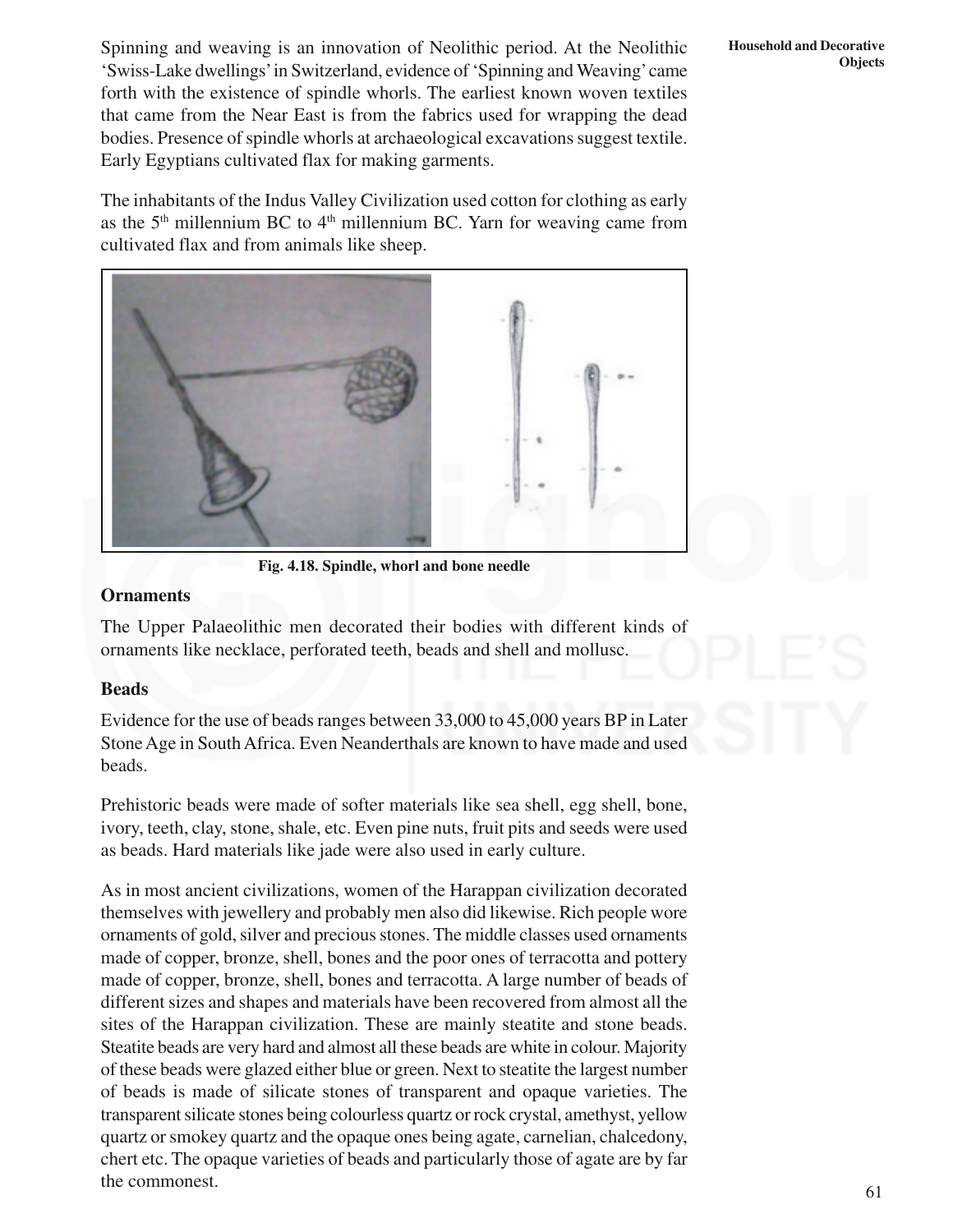Spinning and weaving is an innovation of Neolithic period. At the Neolithic 'Swiss-Lake dwellings' in Switzerland, evidence of 'Spinning and Weaving' came forth with the existence of spindle whorls. The earliest known woven textiles that came from the Near East is from the fabrics used for wrapping the dead bodies. Presence of spindle whorls at archaeological excavations suggest textile. Early Egyptians cultivated flax for making garments.

The inhabitants of the Indus Valley Civilization used cotton for clothing as early as the 5th millennium BC to 4th millennium BC. Yarn for weaving came from cultivated flax and from animals like sheep.

Fig. 4.18. Spindle, whorl and bone needle

## Ornaments

The Upper Palaeolithic men decorated their bodies with different kinds of ornaments like necklace, perforated teeth, beads and shell and mollusc.

## Beads

Evidence for the use of beads ranges between 33,000 to 45,000 years BP in Later Stone Age in South Africa. Even Neanderthals are known to have made and used beads.

Prehistoric beads were made of softer materials like sea shell, egg shell, bone, ivory, teeth, clay, stone, shale, etc. Even pine nuts, fruit pits and seeds were used as beads. Hard materials like jade were also used in early culture.

As in most ancient civilizations, women of the Harappan civilization decorated themselves with jewellery and probably men also did likewise. Rich people wore ornaments of gold, silver and precious stones. The middle classes used ornaments made of copper, bronze, shell, bones and the poor ones of terracotta and pottery made of copper, bronze, shell, bones and terracotta. A large number of beads of different sizes and shapes and materials have been recovered from almost all the sites of the Harappan civilization. These are mainly steatite and stone beads. Steatite beads are very hard and almost all these beads are white in colour. Majority of these beads were glazed either blue or green. Next to steatite the largest number of beads is made of silicate stones of transparent and opaque varieties. The transparent silicate stones being colourless quartz or rock crystal, amethyst, yellow quartz or smokey quartz and the opaque ones being agate, carnelian, chalcedony, chert etc. The opaque varieties of beads and particularly those of agate are by far the commonest.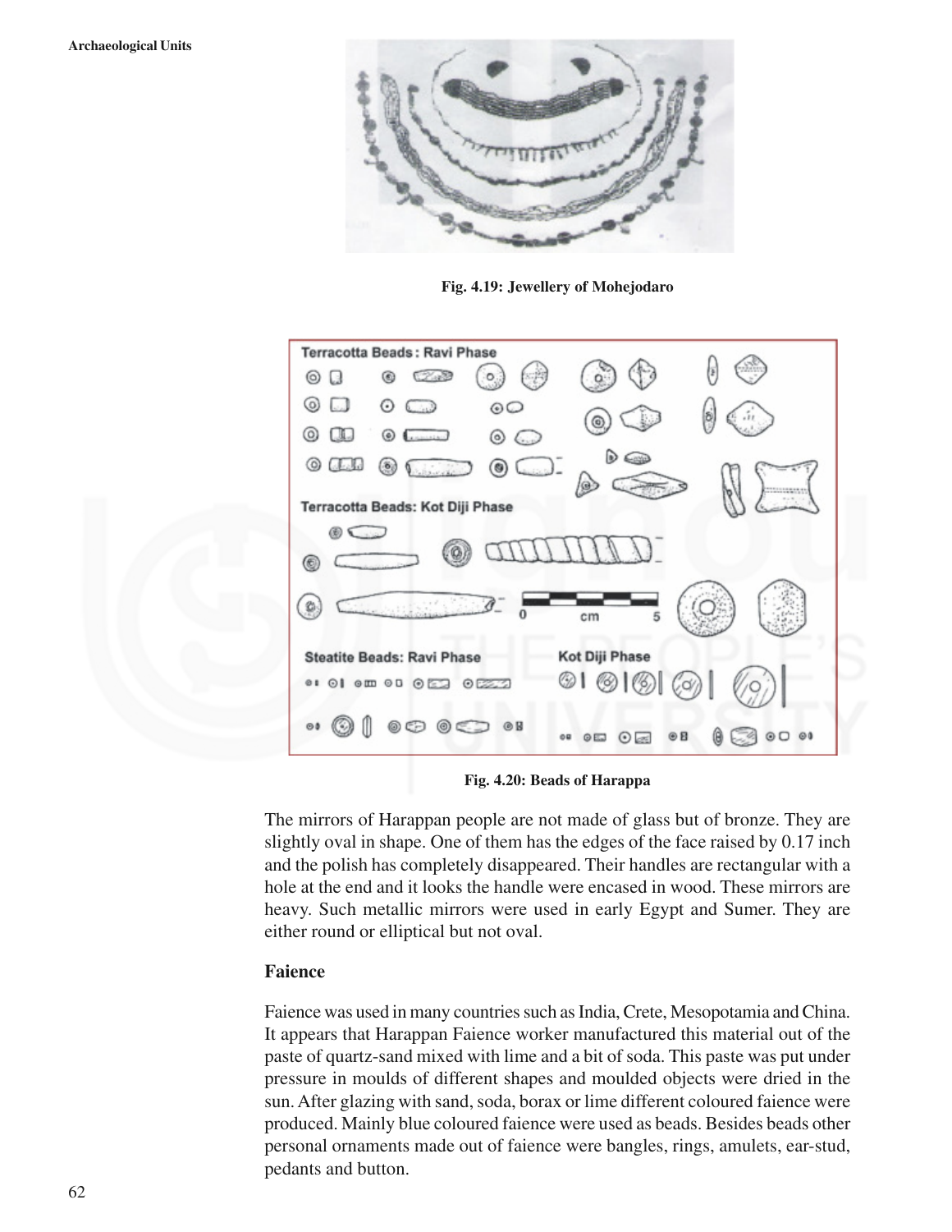Fig. 4.19: Jewellery of Mohejodaro

Fig. 4.20: Beads of Harappa

The mirrors of Harappan people are not made of glass but of bronze. They are slightly oval in shape. One of them has the edges of the face raised by 0.17 inch and the polish has completely disappeared. Their handles are rectangular with a hole at the end and it looks the handle were encased in wood. These mirrors are heavy. Such metallic mirrors were used in early Egypt and Sumer. They are either round or elliptical but not oval.

### Faience

Faience was used in many countries such as India, Crete, Mesopotamia and China. It appears that Harappan Faience worker manufactured this material out of the paste of quartz-sand mixed with lime and a bit of soda. This paste was put under pressure in moulds of different shapes and moulded objects were dried in the sun. After glazing with sand, soda, borax or lime different coloured faience were produced. Mainly blue coloured faience were used as beads. Besides beads other personal ornaments made out of faience were bangles, rings, amulets, ear-stud, pedants and button.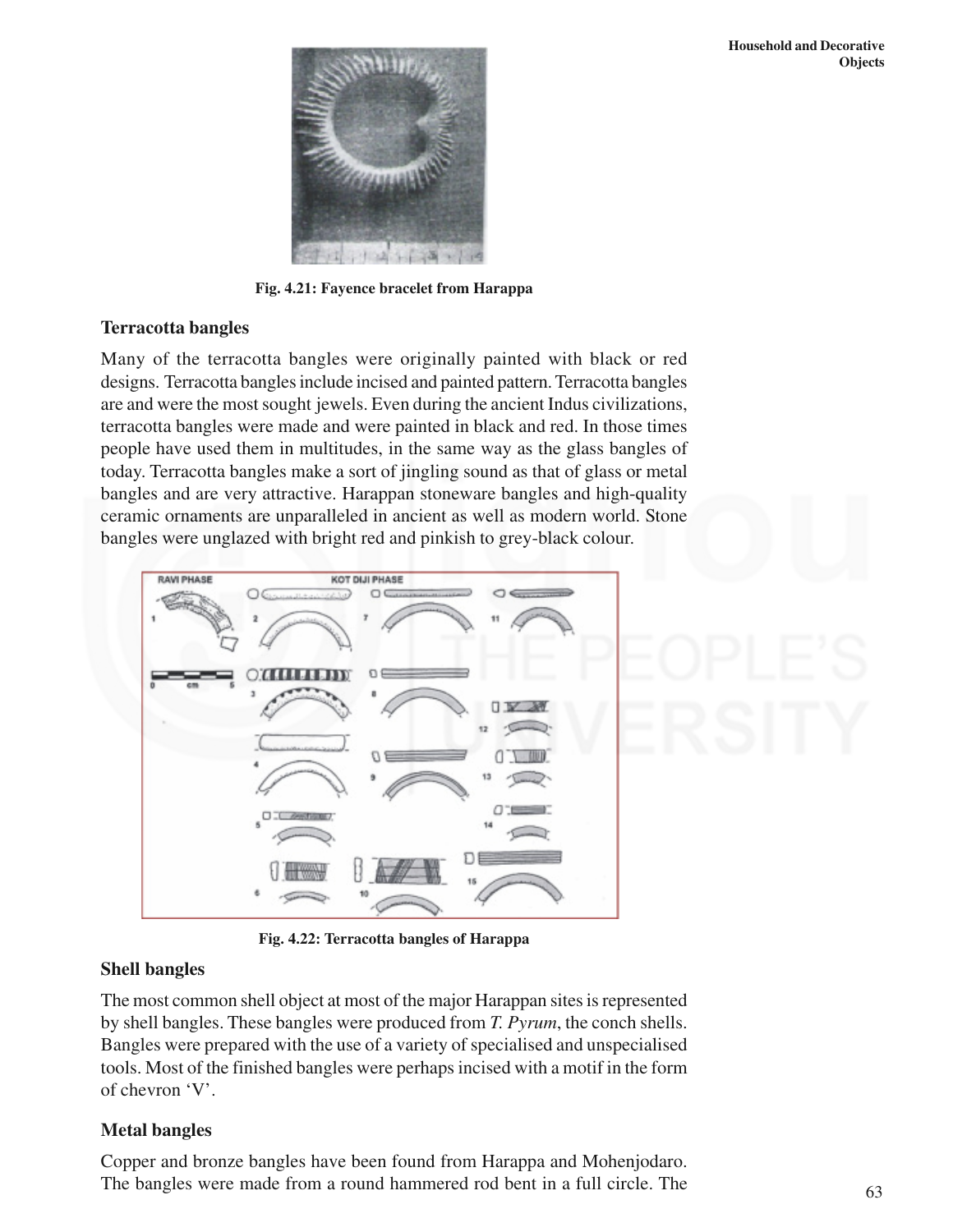Fig. 4.21: Fayence bracelet from Harappa

### Terracotta bangles

Many of the terracotta bangles were originally painted with black or red designs. Terracotta bangles include incised and painted pattern. Terracotta bangles are and were the most sought jewels. Even during the ancient Indus civilizations, terracotta bangles were made and were painted in black and red. In those times people have used them in multitudes, in the same way as the glass bangles of today. Terracotta bangles make a sort of jingling sound as that of glass or metal bangles and are very attractive. Harappan stoneware bangles and high-quality ceramic ornaments are unparalleled in ancient as well as modern world. Stone bangles were unglazed with bright red and pinkish to grey-black colour.

Fig. 4.22: Terracotta bangles of Harappa

### Shell bangles

The most common shell object at most of the major Harappan sites is represented by shell bangles. These bangles were produced from *T. Pyrum*, the conch shells. Bangles were prepared with the use of a variety of specialised and unspecialised tools. Most of the finished bangles were perhaps incised with a motif in the form of chevron 'V'.

### Metal bangles

Copper and bronze bangles have been found from Harappa and Mohenjodaro. The bangles were made from a round hammered rod bent in a full circle. The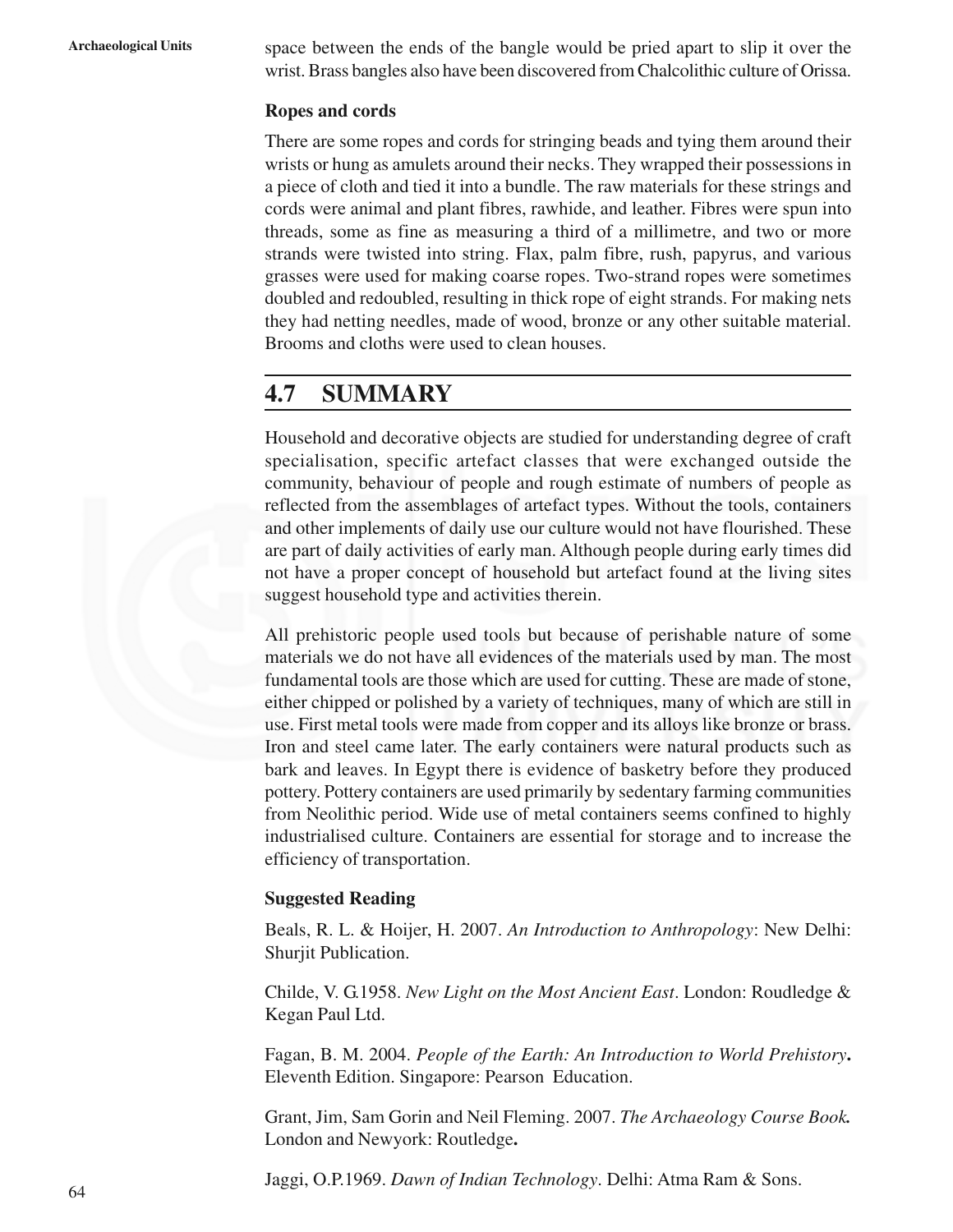space between the ends of the bangle would be pried apart to slip it over the wrist. Brass bangles also have been discovered from Chalcolithic culture of Orissa.

**Ropes and cords**

There are some ropes and cords for stringing beads and tying them around their wrists or hung as amulets around their necks. They wrapped their possessions in a piece of cloth and tied it into a bundle. The raw materials for these strings and cords were animal and plant fibres, rawhide, and leather. Fibres were spun into threads, some as fine as measuring a third of a millimetre, and two or more strands were twisted into string. Flax, palm fibre, rush, papyrus, and various grasses were used for making coarse ropes. Two-strand ropes were sometimes doubled and redoubled, resulting in thick rope of eight strands. For making nets they had netting needles, made of wood, bronze or any other suitable material. Brooms and cloths were used to clean houses.

## 4.7 SUMMARY

Household and decorative objects are studied for understanding degree of craft specialisation, specific artefact classes that were exchanged outside the community, behaviour of people and rough estimate of numbers of people as reflected from the assemblages of artefact types. Without the tools, containers and other implements of daily use our culture would not have flourished. These are part of daily activities of early man. Although people during early times did not have a proper concept of household but artefact found at the living sites suggest household type and activities therein.

All prehistoric people used tools but because of perishable nature of some materials we do not have all evidences of the materials used by man. The most fundamental tools are those which are used for cutting. These are made of stone, either chipped or polished by a variety of techniques, many of which are still in use. First metal tools were made from copper and its alloys like bronze or brass. Iron and steel came later. The early containers were natural products such as bark and leaves. In Egypt there is evidence of basketry before they produced pottery. Pottery containers are used primarily by sedentary farming communities from Neolithic period. Wide use of metal containers seems confined to highly industrialised culture. Containers are essential for storage and to increase the efficiency of transportation.

**Suggested Reading**

Beals, R. L. & Hoijer, H. 2007. *An Introduction to Anthropology*: New Delhi: Shurjit Publication.

Childe, V. G.1958. *New Light on the Most Ancient East*. London: Roudledge & Kegan Paul Ltd.

Fagan, B. M. 2004. *People of the Earth: An Introduction to World Prehistory***.** Eleventh Edition. Singapore: Pearson Education.

Grant, Jim, Sam Gorin and Neil Fleming. 2007. *The Archaeology Course Book.* London and Newyork: Routledge**.**

Jaggi, O.P.1969. *Dawn of Indian Technology*. Delhi: Atma Ram & Sons.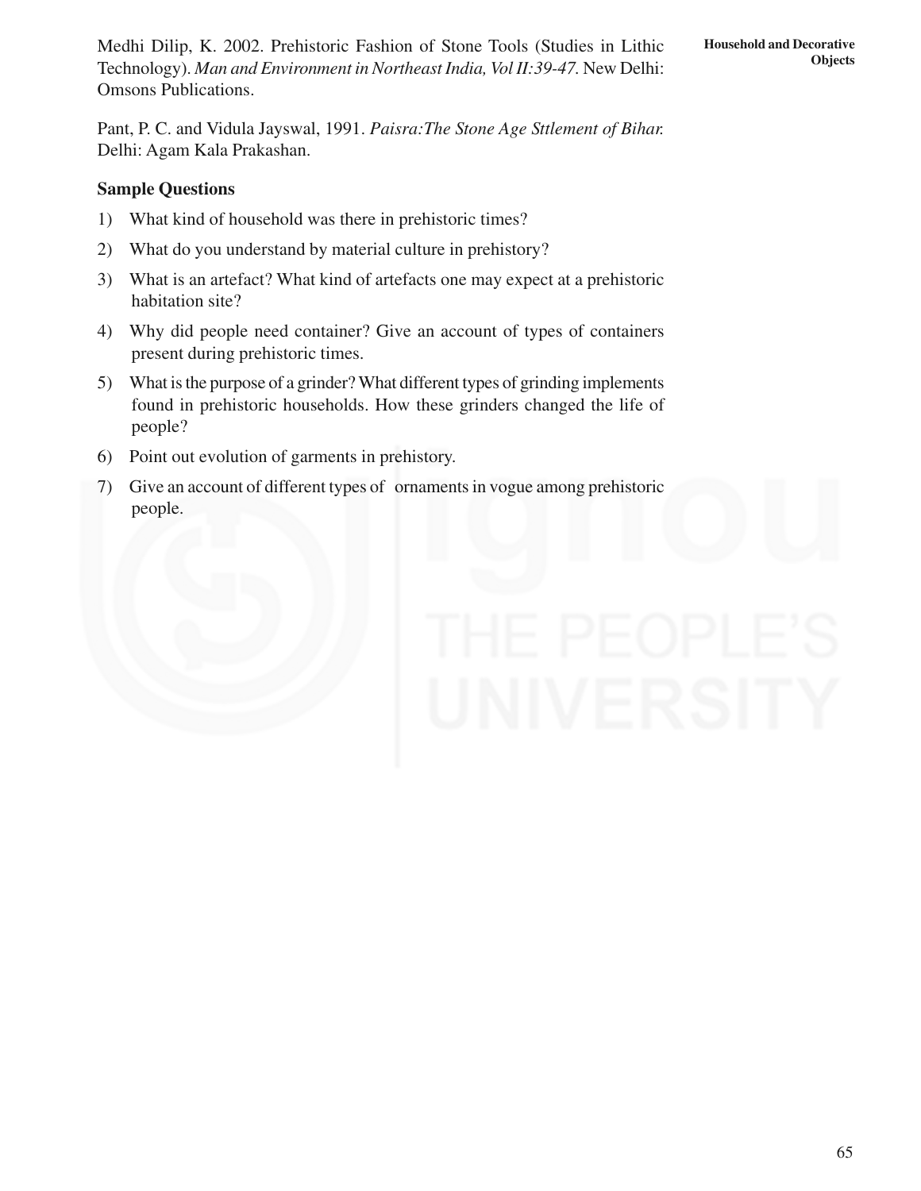Medhi Dilip, K. 2002. Prehistoric Fashion of Stone Tools (Studies in Lithic Technology). *Man and Environment in Northeast India, Vol II:39-47*. New Delhi: Omsons Publications.

Pant, P. C. and Vidula Jayswal, 1991. *Paisra:The Stone Age Sttlement of Bihar.* Delhi: Agam Kala Prakashan.

### Sample Questions

1) What kind of household was there in prehistoric times?
2) What do you understand by material culture in prehistory?
3) What is an artefact? What kind of artefacts one may expect at a prehistoric habitation site?
4) Why did people need container? Give an account of types of containers present during prehistoric times.
5) What is the purpose of a grinder? What different types of grinding implements found in prehistoric households. How these grinders changed the life of people?
6) Point out evolution of garments in prehistory.
7) Give an account of different types of ornaments in vogue among prehistoric people.